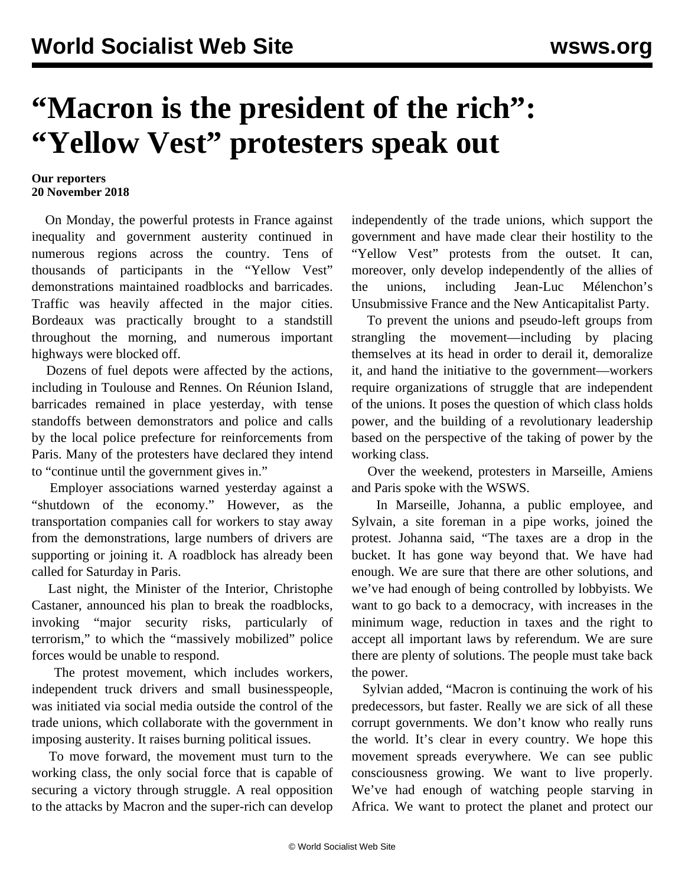// World Socialist Web Site

# "Macron is the president of the rich": "Yellow Vest" protesters speak out

**Our reporters**
**20 November 2018**

On Monday, the powerful protests in France against inequality and government austerity continued in numerous regions across the country. Tens of thousands of participants in the "Yellow Vest" demonstrations maintained roadblocks and barricades. Traffic was heavily affected in the major cities. Bordeaux was practically brought to a standstill throughout the morning, and numerous important highways were blocked off.

Dozens of fuel depots were affected by the actions, including in Toulouse and Rennes. On Réunion Island, barricades remained in place yesterday, with tense standoffs between demonstrators and police and calls by the local police prefecture for reinforcements from Paris. Many of the protesters have declared they intend to "continue until the government gives in."

Employer associations warned yesterday against a "shutdown of the economy." However, as the transportation companies call for workers to stay away from the demonstrations, large numbers of drivers are supporting or joining it. A roadblock has already been called for Saturday in Paris.

Last night, the Minister of the Interior, Christophe Castaner, announced his plan to break the roadblocks, invoking "major security risks, particularly of terrorism," to which the "massively mobilized" police forces would be unable to respond.

The protest movement, which includes workers, independent truck drivers and small businesspeople, was initiated via social media outside the control of the trade unions, which collaborate with the government in imposing austerity. It raises burning political issues.

To move forward, the movement must turn to the working class, the only social force that is capable of securing a victory through struggle. A real opposition to the attacks by Macron and the super-rich can develop independently of the trade unions, which support the government and have made clear their hostility to the "Yellow Vest" protests from the outset. It can, moreover, only develop independently of the allies of the unions, including Jean-Luc Mélenchon's Unsubmissive France and the New Anticapitalist Party.

To prevent the unions and pseudo-left groups from strangling the movement—including by placing themselves at its head in order to derail it, demoralize it, and hand the initiative to the government—workers require organizations of struggle that are independent of the unions. It poses the question of which class holds power, and the building of a revolutionary leadership based on the perspective of the taking of power by the working class.

Over the weekend, protesters in Marseille, Amiens and Paris spoke with the WSWS.

In Marseille, Johanna, a public employee, and Sylvain, a site foreman in a pipe works, joined the protest. Johanna said, "The taxes are a drop in the bucket. It has gone way beyond that. We have had enough. We are sure that there are other solutions, and we've had enough of being controlled by lobbyists. We want to go back to a democracy, with increases in the minimum wage, reduction in taxes and the right to accept all important laws by referendum. We are sure there are plenty of solutions. The people must take back the power.

Sylvian added, "Macron is continuing the work of his predecessors, but faster. Really we are sick of all these corrupt governments. We don't know who really runs the world. It's clear in every country. We hope this movement spreads everywhere. We can see public consciousness growing. We want to live properly. We've had enough of watching people starving in Africa. We want to protect the planet and protect our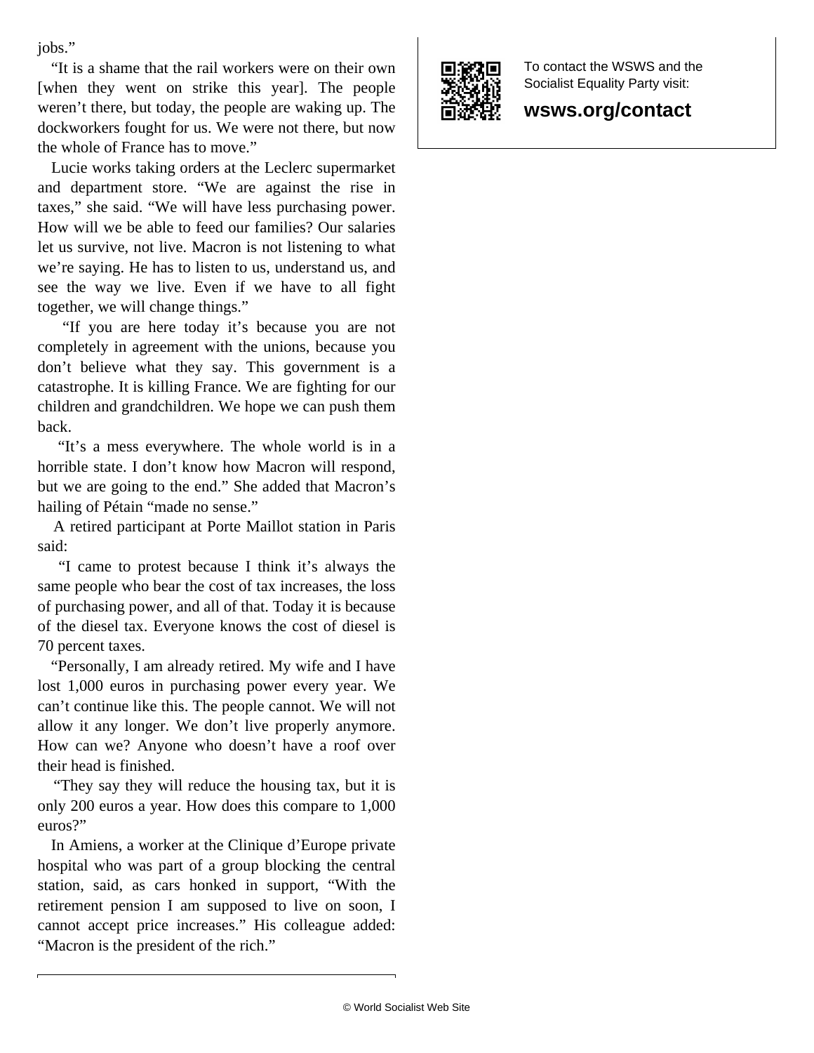jobs."

"It is a shame that the rail workers were on their own [when they went on strike this year]. The people weren't there, but today, the people are waking up. The dockworkers fought for us. We were not there, but now the whole of France has to move."

Lucie works taking orders at the Leclerc supermarket and department store. "We are against the rise in taxes," she said. "We will have less purchasing power. How will we be able to feed our families? Our salaries let us survive, not live. Macron is not listening to what we're saying. He has to listen to us, understand us, and see the way we live. Even if we have to all fight together, we will change things."

"If you are here today it's because you are not completely in agreement with the unions, because you don't believe what they say. This government is a catastrophe. It is killing France. We are fighting for our children and grandchildren. We hope we can push them back.

"It's a mess everywhere. The whole world is in a horrible state. I don't know how Macron will respond, but we are going to the end." She added that Macron's hailing of Pétain "made no sense."

A retired participant at Porte Maillot station in Paris said:

"I came to protest because I think it's always the same people who bear the cost of tax increases, the loss of purchasing power, and all of that. Today it is because of the diesel tax. Everyone knows the cost of diesel is 70 percent taxes.

"Personally, I am already retired. My wife and I have lost 1,000 euros in purchasing power every year. We can't continue like this. The people cannot. We will not allow it any longer. We don't live properly anymore. How can we? Anyone who doesn't have a roof over their head is finished.

"They say they will reduce the housing tax, but it is only 200 euros a year. How does this compare to 1,000 euros?"

In Amiens, a worker at the Clinique d'Europe private hospital who was part of a group blocking the central station, said, as cars honked in support, "With the retirement pension I am supposed to live on soon, I cannot accept price increases." His colleague added: "Macron is the president of the rich."

To contact the WSWS and the Socialist Equality Party visit:

**wsws.org/contact**